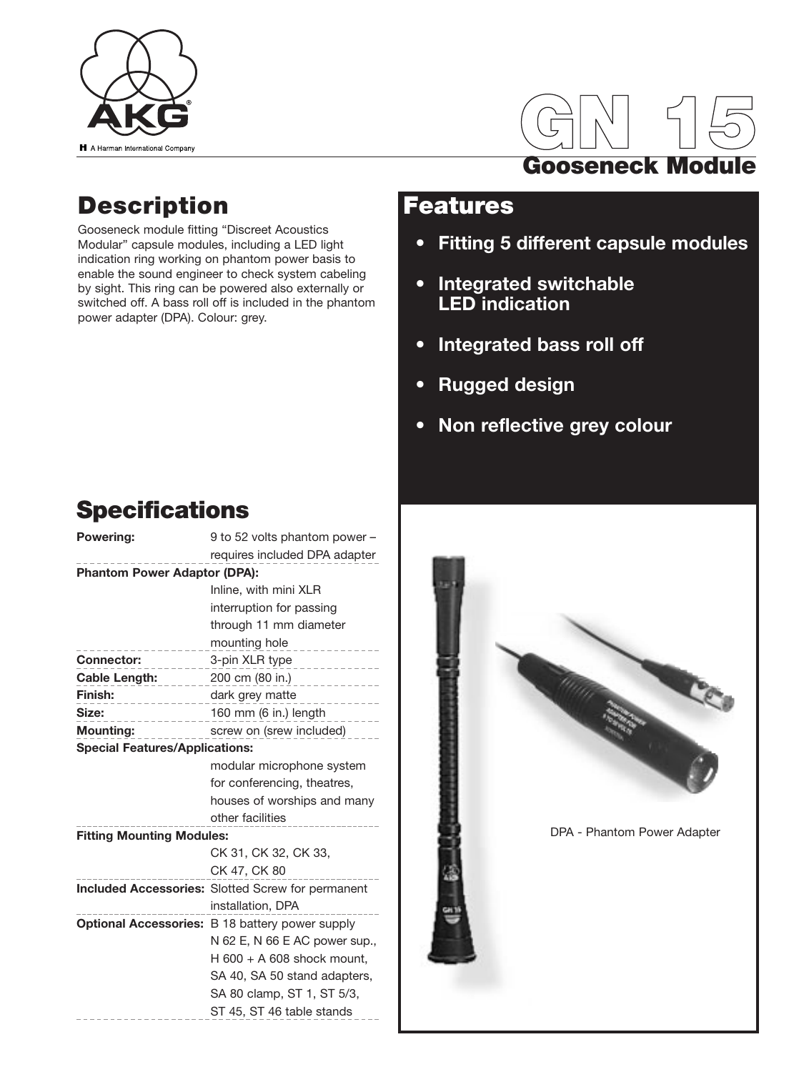AKG

A Harman International Company

# GN 15

## Gooseneck Module

## Description

Gooseneck module fitting "Discreet Acoustics Modular" capsule modules, including a LED light indication ring working on phantom power basis to enable the sound engineer to check system cabeling by sight. This ring can be powered also externally or switched off. A bass roll off is included in the phantom power adapter (DPA). Colour: grey.

## Features

- **Fitting 5 different capsule modules**
- **Integrated switchable LED indication**
- **Integrated bass roll off**
- **Rugged design**
- **Non reflective grey colour**

## Specifications

| | |
|---|---|
| **Powering:** | 9 to 52 volts phantom power – requires included DPA adapter |
| **Phantom Power Adaptor (DPA):** | Inline, with mini XLR interruption for passing through 11 mm diameter mounting hole |
| **Connector:** | 3-pin XLR type |
| **Cable Length:** | 200 cm (80 in.) |
| **Finish:** | dark grey matte |
| **Size:** | 160 mm (6 in.) length |
| **Mounting:** | screw on (srew included) |
| **Special Features/Applications:** | modular microphone system for conferencing, theatres, houses of worships and many other facilities |
| **Fitting Mounting Modules:** | CK 31, CK 32, CK 33, CK 47, CK 80 |
| **Included Accessories:** | Slotted Screw for permanent installation, DPA |
| **Optional Accessories:** | B 18 battery power supply N 62 E, N 66 E AC power sup., H 600 + A 608 shock mount, SA 40, SA 50 stand adapters, SA 80 clamp, ST 1, ST 5/3, ST 45, ST 46 table stands |

DPA - Phantom Power Adapter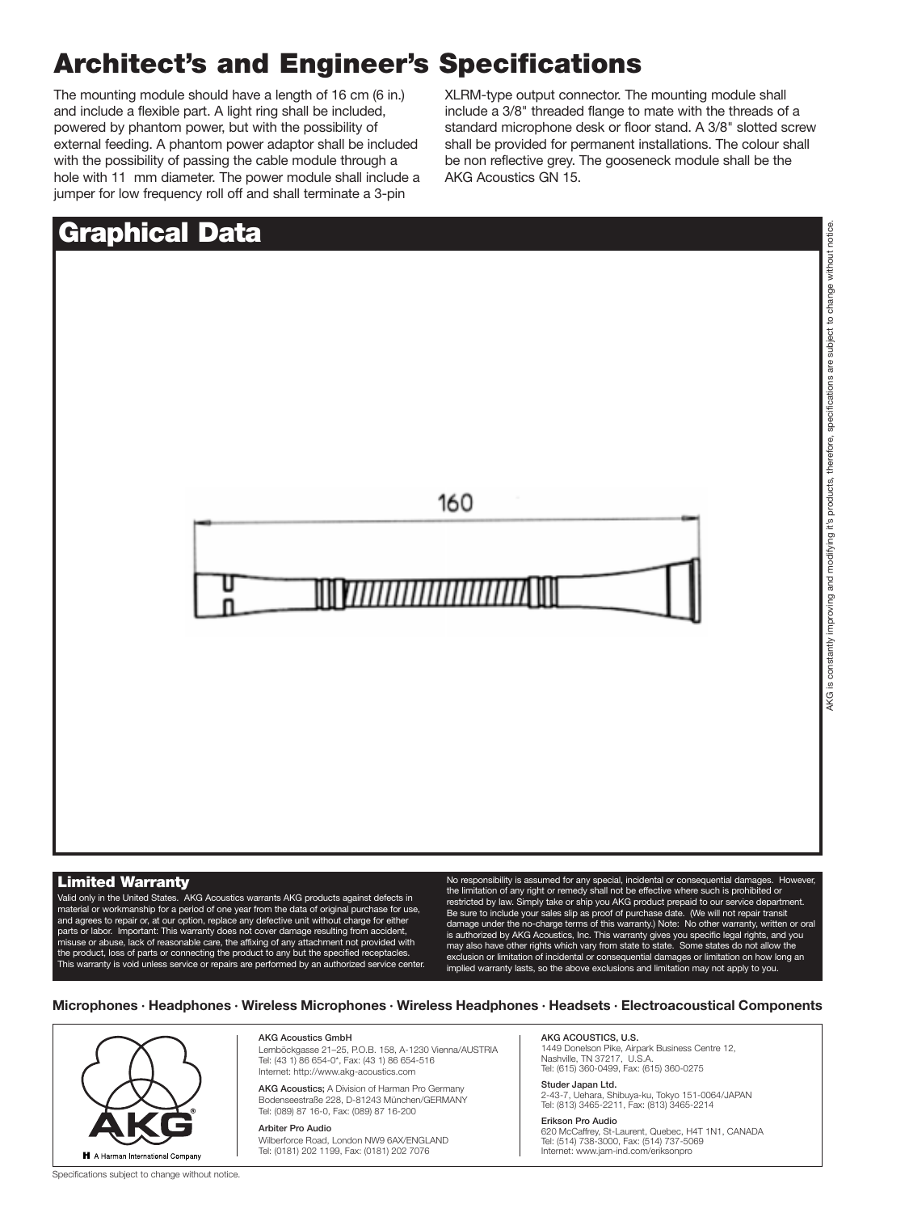# Architect's and Engineer's Specifications

The mounting module should have a length of 16 cm (6 in.) and include a flexible part. A light ring shall be included, powered by phantom power, but with the possibility of external feeding. A phantom power adaptor shall be included with the possibility of passing the cable module through a hole with 11 mm diameter. The power module shall include a jumper for low frequency roll off and shall terminate a 3-pin XLRM-type output connector. The mounting module shall include a 3/8" threaded flange to mate with the threads of a standard microphone desk or floor stand. A 3/8" slotted screw shall be provided for permanent installations. The colour shall be non reflective grey. The gooseneck module shall be the AKG Acoustics GN 15.

## Graphical Data

160

AKG is constantly improving and modifying it's products, therefore, specifications are subject to change without notice.

### Limited Warranty

Valid only in the United States. AKG Acoustics warrants AKG products against defects in material or workmanship for a period of one year from the data of original purchase for use, and agrees to repair or, at our option, replace any defective unit without charge for either parts or labor. Important: This warranty does not cover damage resulting from accident, misuse or abuse, lack of reasonable care, the affixing of any attachment not provided with the product, loss of parts or connecting the product to any but the specified receptacles. This warranty is void unless service or repairs are performed by an authorized service center. No responsibility is assumed for any special, incidental or consequential damages. However, the limitation of any right or remedy shall not be effective where such is prohibited or restricted by law. Simply take or ship you AKG product prepaid to our service department. Be sure to include your sales slip as proof of purchase date. (We will not repair transit damage under the no-charge terms of this warranty.) Note: No other warranty, written or oral is authorized by AKG Acoustics, Inc. This warranty gives you specific legal rights, and you may also have other rights which vary from state to state. Some states do not allow the exclusion or limitation of incidental or consequential damages or limitation on how long an implied warranty lasts, so the above exclusions and limitation may not apply to you.

**Microphones · Headphones · Wireless Microphones · Wireless Headphones · Headsets · Electroacoustical Components**

AKG

A Harman International Company

**AKG Acoustics GmbH**
Lemböckgasse 21–25, P.O.B. 158, A-1230 Vienna/AUSTRIA
Tel: (43 1) 86 654-0*, Fax: (43 1) 86 654-516
Internet: http://www.akg-acoustics.com

**AKG Acoustics;** A Division of Harman Pro Germany
Bodenseestraße 228, D-81243 München/GERMANY
Tel: (089) 87 16-0, Fax: (089) 87 16-200

**Arbiter Pro Audio**
Wilberforce Road, London NW9 6AX/ENGLAND
Tel: (0181) 202 1199, Fax: (0181) 202 7076

**AKG ACOUSTICS, U.S.**
1449 Donelson Pike, Airpark Business Centre 12,
Nashville, TN 37217, U.S.A.
Tel: (615) 360-0499, Fax: (615) 360-0275

**Studer Japan Ltd.**
2-43-7, Uehara, Shibuya-ku, Tokyo 151-0064/JAPAN
Tel: (813) 3465-2211, Fax: (813) 3465-2214

**Erikson Pro Audio**
620 McCaffrey, St-Laurent, Quebec, H4T 1N1, CANADA
Tel: (514) 738-3000, Fax: (514) 737-5069
Internet: www.jam-ind.com/eriksonpro

Specifications subject to change without notice.